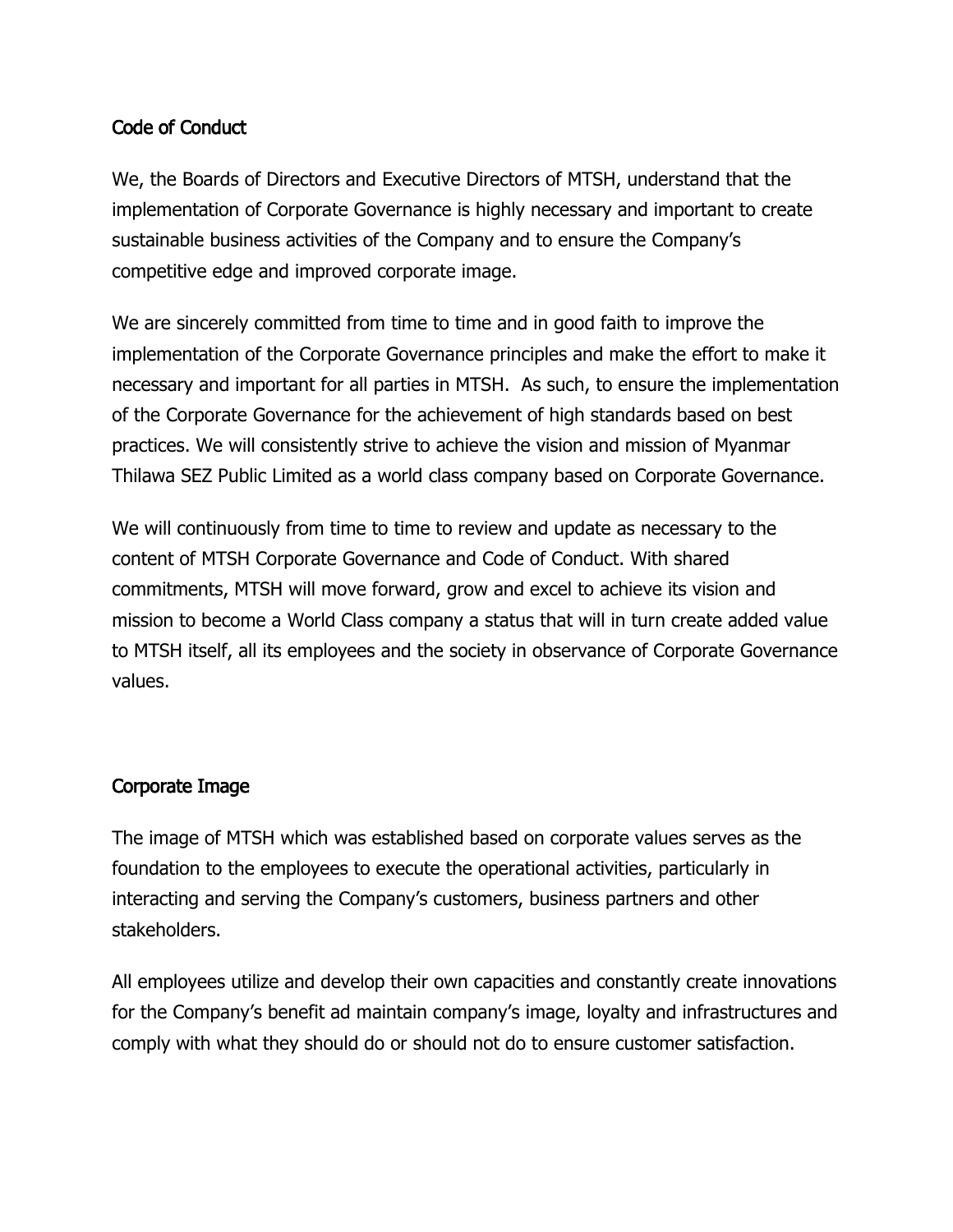## Code of Conduct

We, the Boards of Directors and Executive Directors of MTSH, understand that the implementation of Corporate Governance is highly necessary and important to create sustainable business activities of the Company and to ensure the Company's competitive edge and improved corporate image.

We are sincerely committed from time to time and in good faith to improve the implementation of the Corporate Governance principles and make the effort to make it necessary and important for all parties in MTSH. As such, to ensure the implementation of the Corporate Governance for the achievement of high standards based on best practices. We will consistently strive to achieve the vision and mission of Myanmar Thilawa SEZ Public Limited as a world class company based on Corporate Governance.

We will continuously from time to time to review and update as necessary to the content of MTSH Corporate Governance and Code of Conduct. With shared commitments, MTSH will move forward, grow and excel to achieve its vision and mission to become a World Class company a status that will in turn create added value to MTSH itself, all its employees and the society in observance of Corporate Governance values.

## Corporate Image

The image of MTSH which was established based on corporate values serves as the foundation to the employees to execute the operational activities, particularly in interacting and serving the Company's customers, business partners and other stakeholders.

All employees utilize and develop their own capacities and constantly create innovations for the Company's benefit ad maintain company's image, loyalty and infrastructures and comply with what they should do or should not do to ensure customer satisfaction.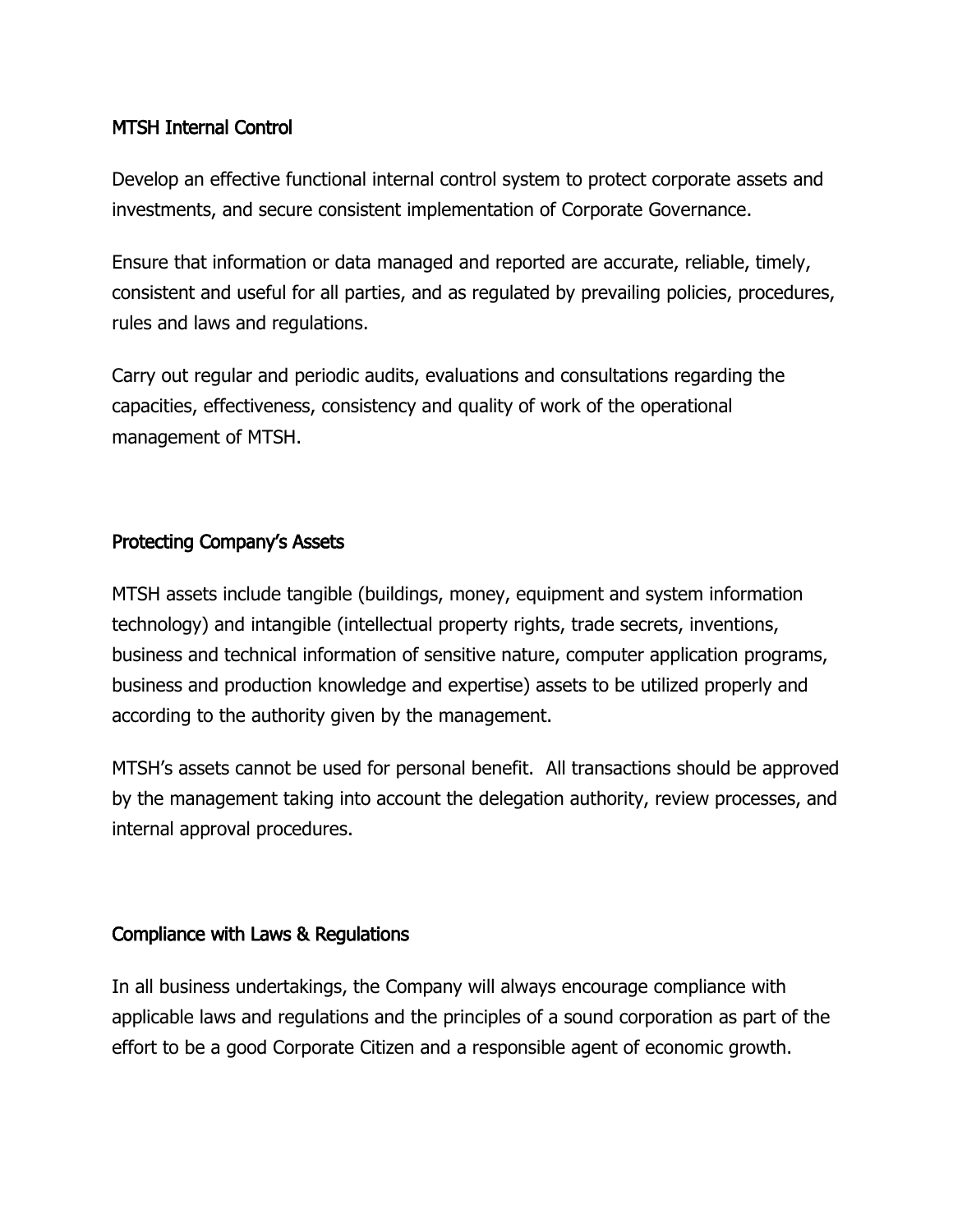## MTSH Internal Control

Develop an effective functional internal control system to protect corporate assets and investments, and secure consistent implementation of Corporate Governance.

Ensure that information or data managed and reported are accurate, reliable, timely, consistent and useful for all parties, and as regulated by prevailing policies, procedures, rules and laws and regulations.

Carry out regular and periodic audits, evaluations and consultations regarding the capacities, effectiveness, consistency and quality of work of the operational management of MTSH.

## Protecting Company's Assets

MTSH assets include tangible (buildings, money, equipment and system information technology) and intangible (intellectual property rights, trade secrets, inventions, business and technical information of sensitive nature, computer application programs, business and production knowledge and expertise) assets to be utilized properly and according to the authority given by the management.

MTSH's assets cannot be used for personal benefit. All transactions should be approved by the management taking into account the delegation authority, review processes, and internal approval procedures.

## Compliance with Laws & Regulations

In all business undertakings, the Company will always encourage compliance with applicable laws and regulations and the principles of a sound corporation as part of the effort to be a good Corporate Citizen and a responsible agent of economic growth.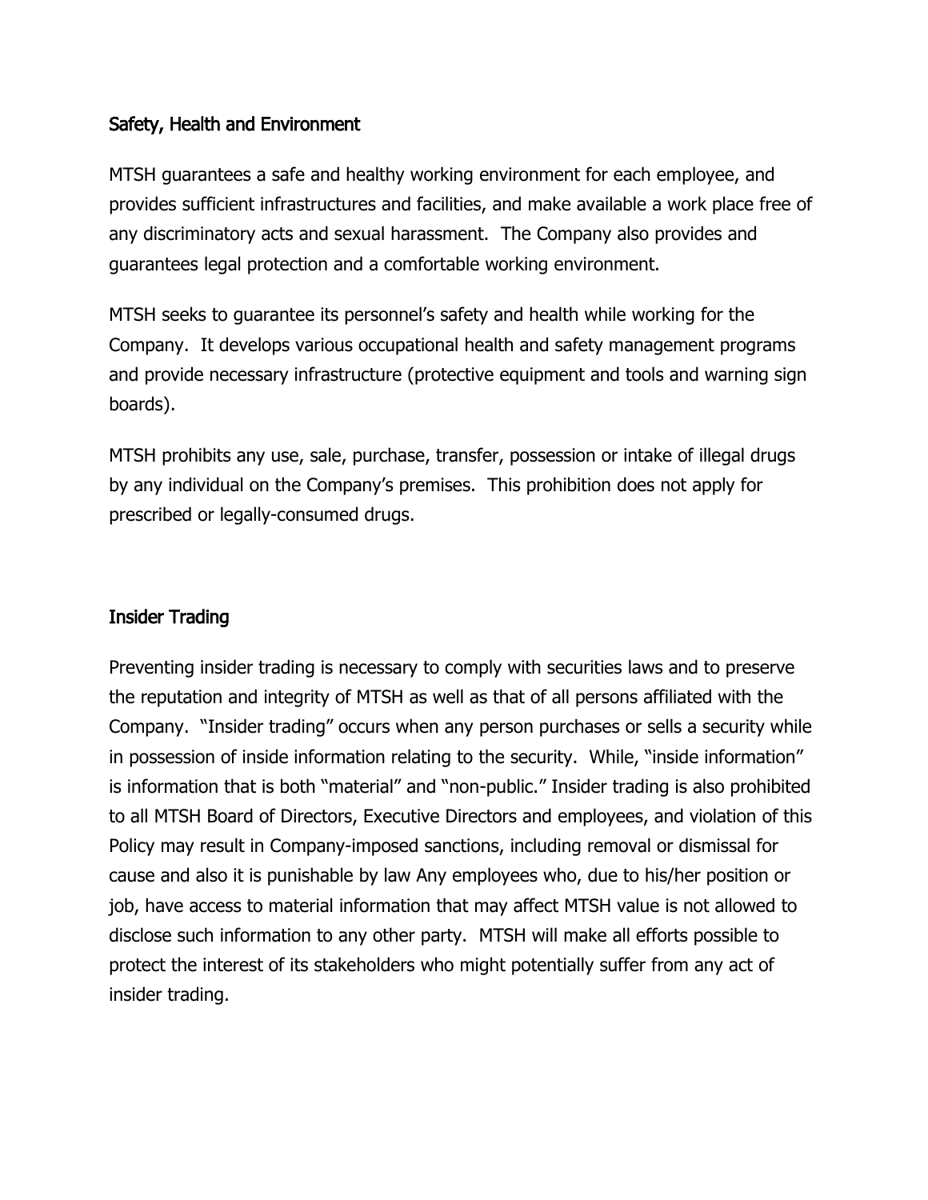## Safety, Health and Environment

MTSH guarantees a safe and healthy working environment for each employee, and provides sufficient infrastructures and facilities, and make available a work place free of any discriminatory acts and sexual harassment. The Company also provides and guarantees legal protection and a comfortable working environment.

MTSH seeks to guarantee its personnel's safety and health while working for the Company. It develops various occupational health and safety management programs and provide necessary infrastructure (protective equipment and tools and warning sign boards).

MTSH prohibits any use, sale, purchase, transfer, possession or intake of illegal drugs by any individual on the Company's premises. This prohibition does not apply for prescribed or legally-consumed drugs.

## Insider Trading

Preventing insider trading is necessary to comply with securities laws and to preserve the reputation and integrity of MTSH as well as that of all persons affiliated with the Company. "Insider trading" occurs when any person purchases or sells a security while in possession of inside information relating to the security. While, "inside information" is information that is both "material" and "non-public." Insider trading is also prohibited to all MTSH Board of Directors, Executive Directors and employees, and violation of this Policy may result in Company-imposed sanctions, including removal or dismissal for cause and also it is punishable by law Any employees who, due to his/her position or job, have access to material information that may affect MTSH value is not allowed to disclose such information to any other party. MTSH will make all efforts possible to protect the interest of its stakeholders who might potentially suffer from any act of insider trading.